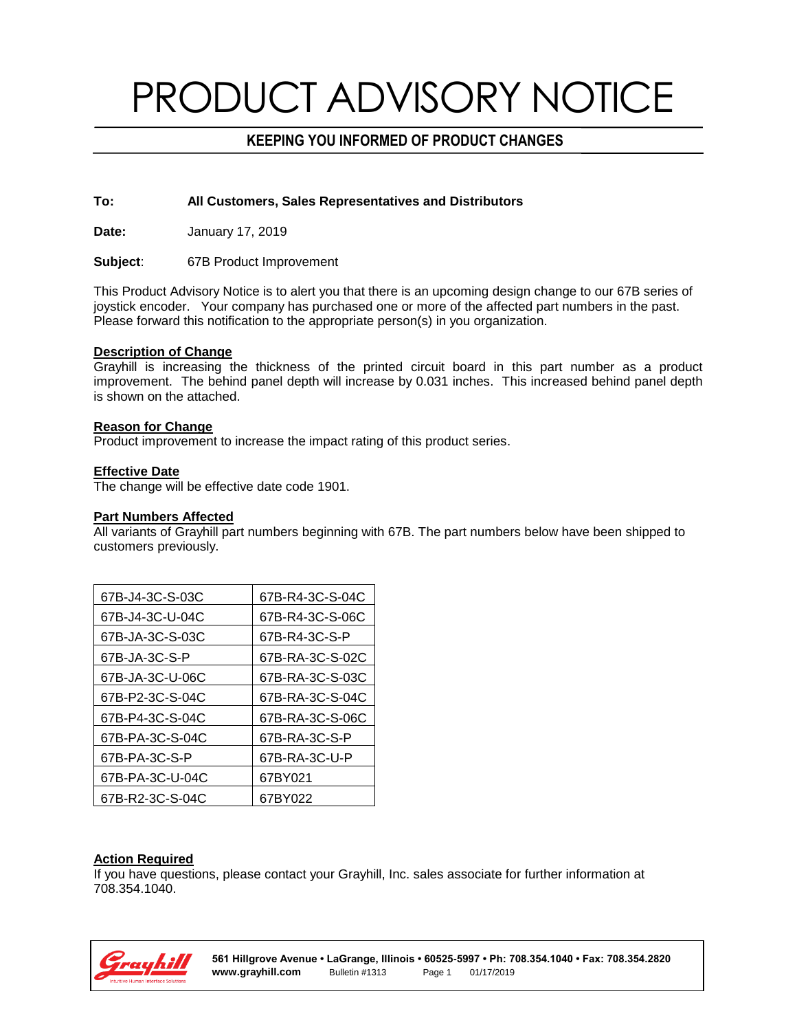# PRODUCT ADVISORY NOTICE

## KEEPING YOU INFORMED OF PRODUCT CHANGES

**To:** **All Customers, Sales Representatives and Distributors**

**Date:** January 17, 2019

**Subject**: 67B Product Improvement

This Product Advisory Notice is to alert you that there is an upcoming design change to our 67B series of joystick encoder. Your company has purchased one or more of the affected part numbers in the past. Please forward this notification to the appropriate person(s) in you organization.

**Description of Change**

Grayhill is increasing the thickness of the printed circuit board in this part number as a product improvement. The behind panel depth will increase by 0.031 inches. This increased behind panel depth is shown on the attached.

**Reason for Change**

Product improvement to increase the impact rating of this product series.

**Effective Date**

The change will be effective date code 1901.

**Part Numbers Affected**

All variants of Grayhill part numbers beginning with 67B. The part numbers below have been shipped to customers previously.

| | |
|---|---|
| 67B-J4-3C-S-03C | 67B-R4-3C-S-04C |
| 67B-J4-3C-U-04C | 67B-R4-3C-S-06C |
| 67B-JA-3C-S-03C | 67B-R4-3C-S-P |
| 67B-JA-3C-S-P | 67B-RA-3C-S-02C |
| 67B-JA-3C-U-06C | 67B-RA-3C-S-03C |
| 67B-P2-3C-S-04C | 67B-RA-3C-S-04C |
| 67B-P4-3C-S-04C | 67B-RA-3C-S-06C |
| 67B-PA-3C-S-04C | 67B-RA-3C-S-P |
| 67B-PA-3C-S-P | 67B-RA-3C-U-P |
| 67B-PA-3C-U-04C | 67BY021 |
| 67B-R2-3C-S-04C | 67BY022 |

**Action Required**

If you have questions, please contact your Grayhill, Inc. sales associate for further information at 708.354.1040.

Grayhill
Intuitive Human Interface Solutions

**561 Hillgrove Avenue • LaGrange, Illinois • 60525-5997 • Ph: 708.354.1040 • Fax: 708.354.2820**
**www.grayhill.com** Bulletin #1313 01/17/2019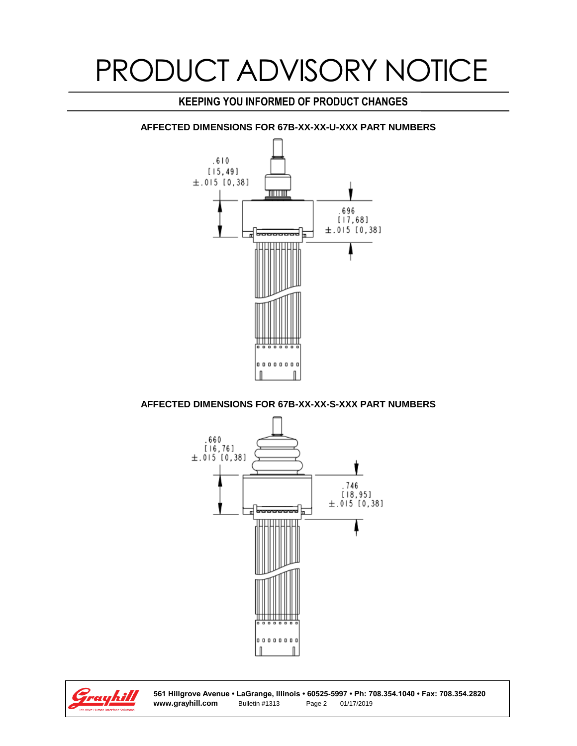# PRODUCT ADVISORY NOTICE

## KEEPING YOU INFORMED OF PRODUCT CHANGES

**AFFECTED DIMENSIONS FOR 67B-XX-XX-U-XXX PART NUMBERS**

.610
[15,49]
±.015 [0,38]

.696
[17,68]
±.015 [0,38]

**AFFECTED DIMENSIONS FOR 67B-XX-XX-S-XXX PART NUMBERS**

.660
[16,76]
±.015 [0,38]

.746
[18,95]
±.015 [0,38]

**561 Hillgrove Avenue • LaGrange, Illinois • 60525-5997 • Ph: 708.354.1040 • Fax: 708.354.2820**
**www.grayhill.com** Bulletin #1313 01/17/2019